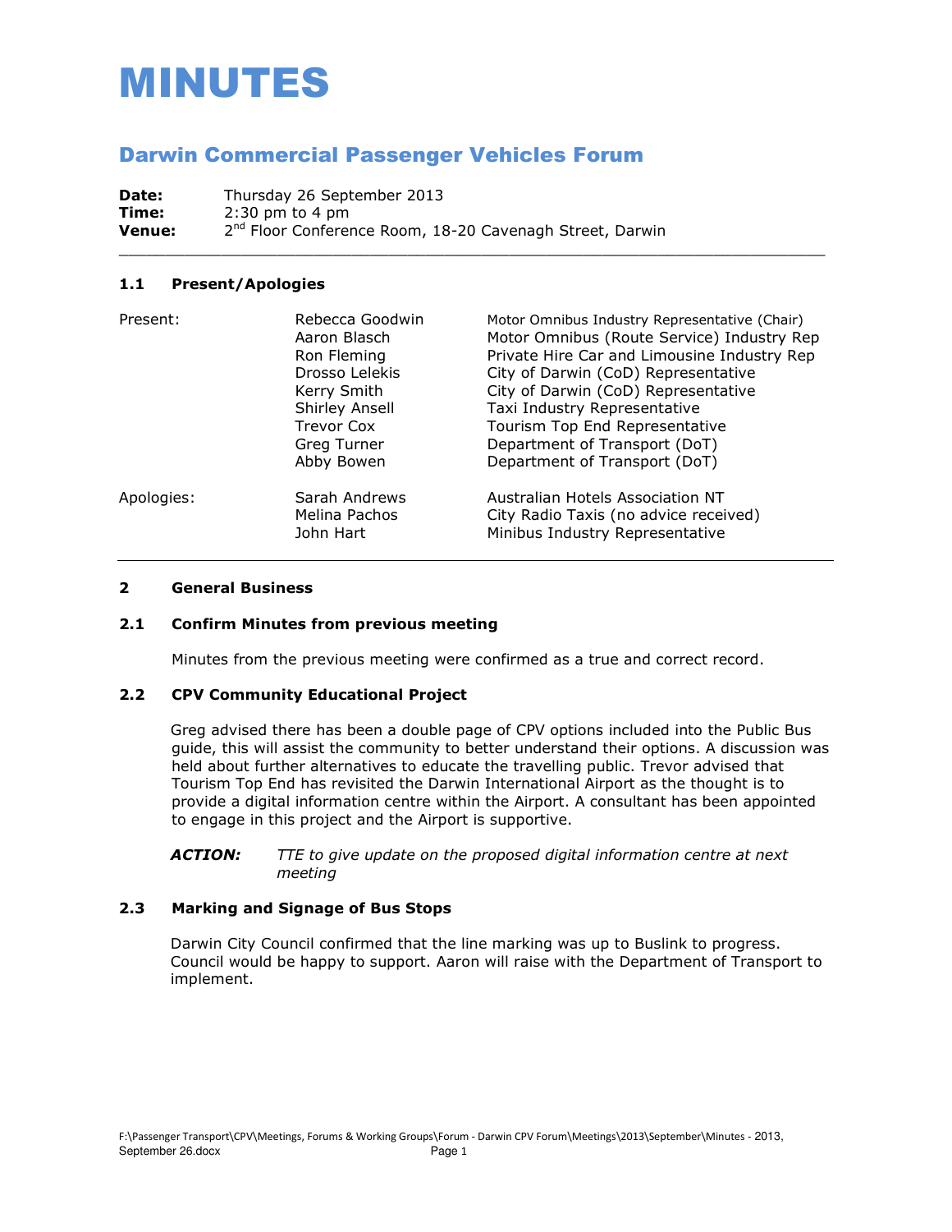# MINUTES

## Darwin Commercial Passenger Vehicles Forum

**Date:** Thursday 26 September 2013
**Time:** 2:30 pm to 4 pm
**Venue:** 2nd Floor Conference Room, 18-20 Cavenagh Street, Darwin

---

### 1.1 Present/Apologies

| | | |
|---|---|---|
| Present: | Rebecca Goodwin | Motor Omnibus Industry Representative (Chair) |
| | Aaron Blasch | Motor Omnibus (Route Service) Industry Rep |
| | Ron Fleming | Private Hire Car and Limousine Industry Rep |
| | Drosso Lelekis | City of Darwin (CoD) Representative |
| | Kerry Smith | City of Darwin (CoD) Representative |
| | Shirley Ansell | Taxi Industry Representative |
| | Trevor Cox | Tourism Top End Representative |
| | Greg Turner | Department of Transport (DoT) |
| | Abby Bowen | Department of Transport (DoT) |
| Apologies: | Sarah Andrews | Australian Hotels Association NT |
| | Melina Pachos | City Radio Taxis (no advice received) |
| | John Hart | Minibus Industry Representative |

---

### 2 General Business

### 2.1 Confirm Minutes from previous meeting

Minutes from the previous meeting were confirmed as a true and correct record.

### 2.2 CPV Community Educational Project

Greg advised there has been a double page of CPV options included into the Public Bus guide, this will assist the community to better understand their options. A discussion was held about further alternatives to educate the travelling public. Trevor advised that Tourism Top End has revisited the Darwin International Airport as the thought is to provide a digital information centre within the Airport. A consultant has been appointed to engage in this project and the Airport is supportive.

***ACTION:*** *TTE to give update on the proposed digital information centre at next meeting*

### 2.3 Marking and Signage of Bus Stops

Darwin City Council confirmed that the line marking was up to Buslink to progress. Council would be happy to support. Aaron will raise with the Department of Transport to implement.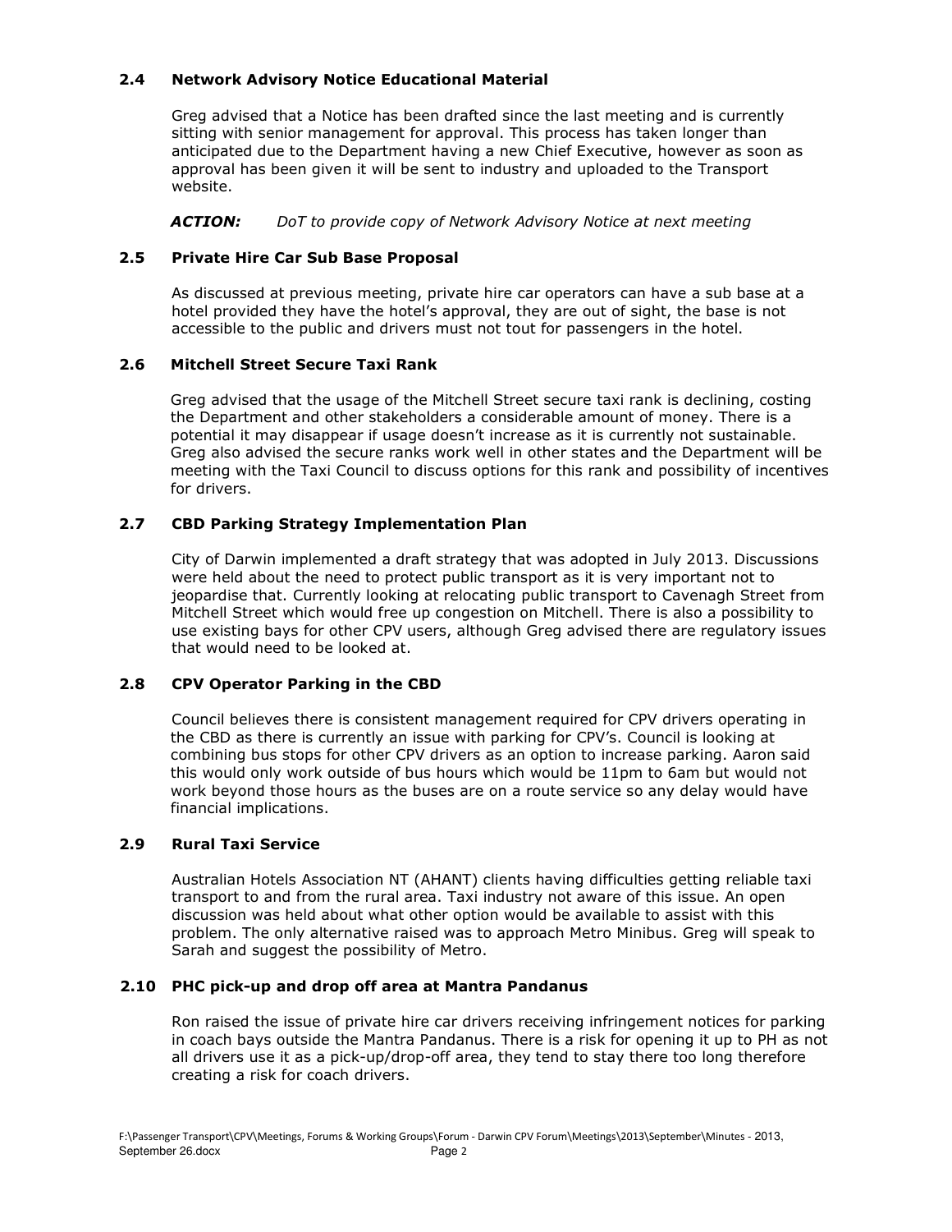### 2.4 Network Advisory Notice Educational Material

Greg advised that a Notice has been drafted since the last meeting and is currently sitting with senior management for approval. This process has taken longer than anticipated due to the Department having a new Chief Executive, however as soon as approval has been given it will be sent to industry and uploaded to the Transport website.

***ACTION:*** *DoT to provide copy of Network Advisory Notice at next meeting*

### 2.5 Private Hire Car Sub Base Proposal

As discussed at previous meeting, private hire car operators can have a sub base at a hotel provided they have the hotel's approval, they are out of sight, the base is not accessible to the public and drivers must not tout for passengers in the hotel.

### 2.6 Mitchell Street Secure Taxi Rank

Greg advised that the usage of the Mitchell Street secure taxi rank is declining, costing the Department and other stakeholders a considerable amount of money. There is a potential it may disappear if usage doesn't increase as it is currently not sustainable. Greg also advised the secure ranks work well in other states and the Department will be meeting with the Taxi Council to discuss options for this rank and possibility of incentives for drivers.

### 2.7 CBD Parking Strategy Implementation Plan

City of Darwin implemented a draft strategy that was adopted in July 2013. Discussions were held about the need to protect public transport as it is very important not to jeopardise that. Currently looking at relocating public transport to Cavenagh Street from Mitchell Street which would free up congestion on Mitchell. There is also a possibility to use existing bays for other CPV users, although Greg advised there are regulatory issues that would need to be looked at.

### 2.8 CPV Operator Parking in the CBD

Council believes there is consistent management required for CPV drivers operating in the CBD as there is currently an issue with parking for CPV's. Council is looking at combining bus stops for other CPV drivers as an option to increase parking. Aaron said this would only work outside of bus hours which would be 11pm to 6am but would not work beyond those hours as the buses are on a route service so any delay would have financial implications.

### 2.9 Rural Taxi Service

Australian Hotels Association NT (AHANT) clients having difficulties getting reliable taxi transport to and from the rural area. Taxi industry not aware of this issue. An open discussion was held about what other option would be available to assist with this problem. The only alternative raised was to approach Metro Minibus. Greg will speak to Sarah and suggest the possibility of Metro.

### 2.10 PHC pick-up and drop off area at Mantra Pandanus

Ron raised the issue of private hire car drivers receiving infringement notices for parking in coach bays outside the Mantra Pandanus. There is a risk for opening it up to PH as not all drivers use it as a pick-up/drop-off area, they tend to stay there too long therefore creating a risk for coach drivers.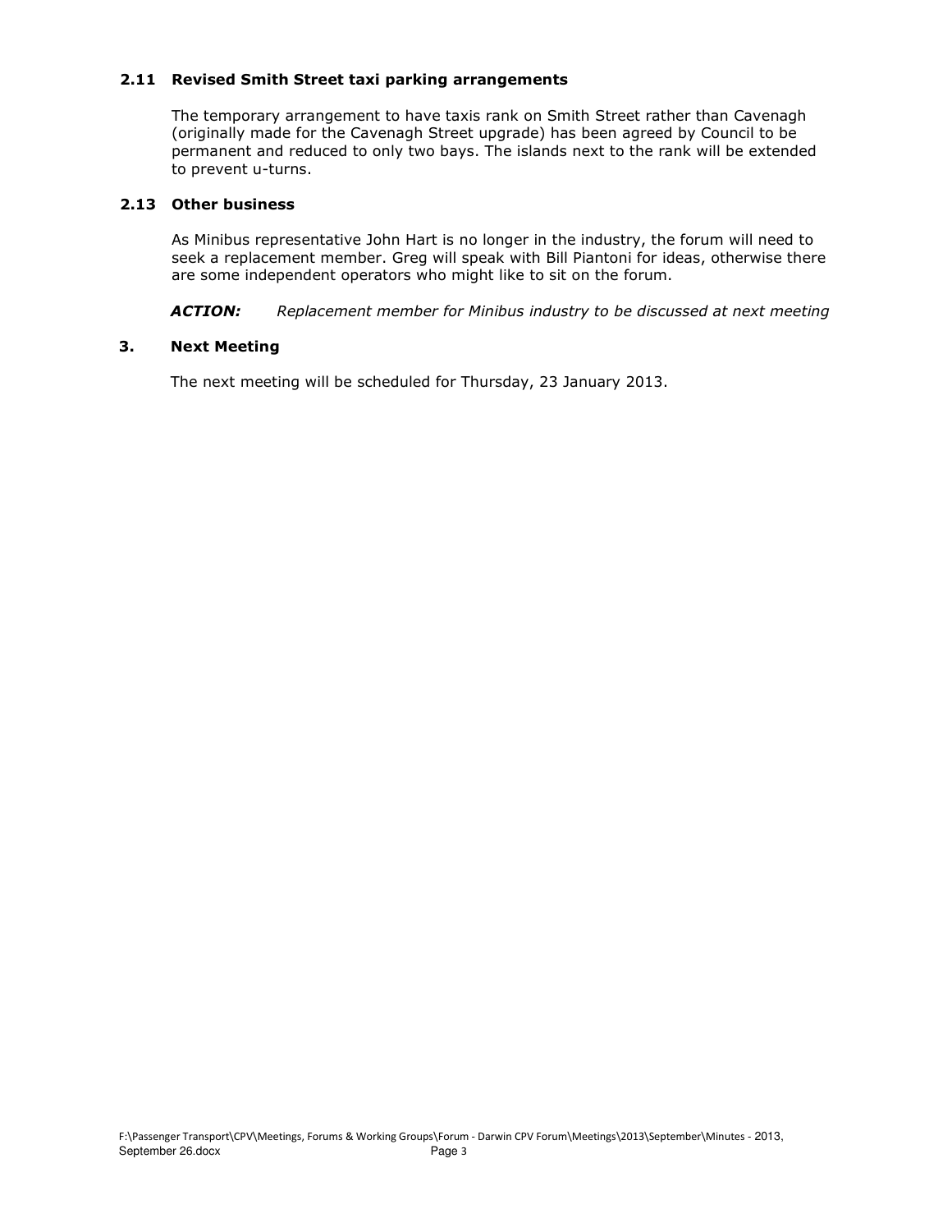### 2.11 Revised Smith Street taxi parking arrangements

The temporary arrangement to have taxis rank on Smith Street rather than Cavenagh (originally made for the Cavenagh Street upgrade) has been agreed by Council to be permanent and reduced to only two bays. The islands next to the rank will be extended to prevent u-turns.

### 2.13 Other business

As Minibus representative John Hart is no longer in the industry, the forum will need to seek a replacement member. Greg will speak with Bill Piantoni for ideas, otherwise there are some independent operators who might like to sit on the forum.

***ACTION:*** *Replacement member for Minibus industry to be discussed at next meeting*

## 3. Next Meeting

The next meeting will be scheduled for Thursday, 23 January 2013.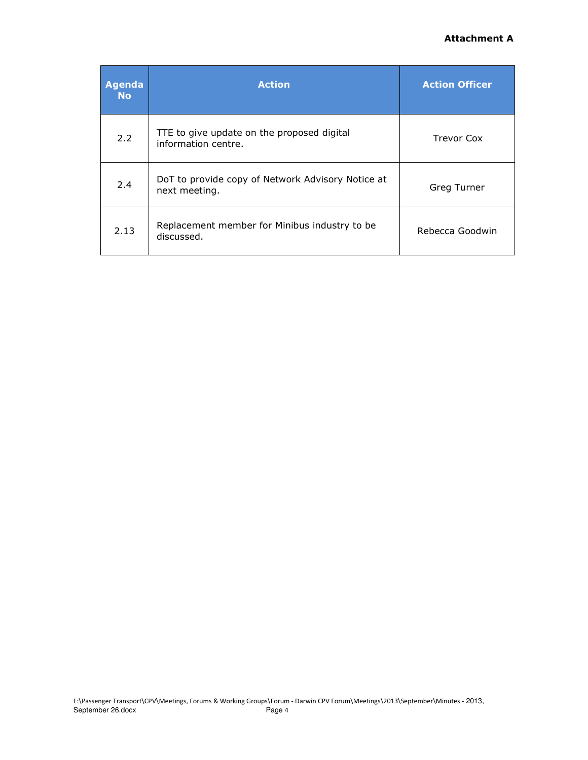**Attachment A**

| Agenda No | Action | Action Officer |
|---|---|---|
| 2.2 | TTE to give update on the proposed digital information centre. | Trevor Cox |
| 2.4 | DoT to provide copy of Network Advisory Notice at next meeting. | Greg Turner |
| 2.13 | Replacement member for Minibus industry to be discussed. | Rebecca Goodwin |